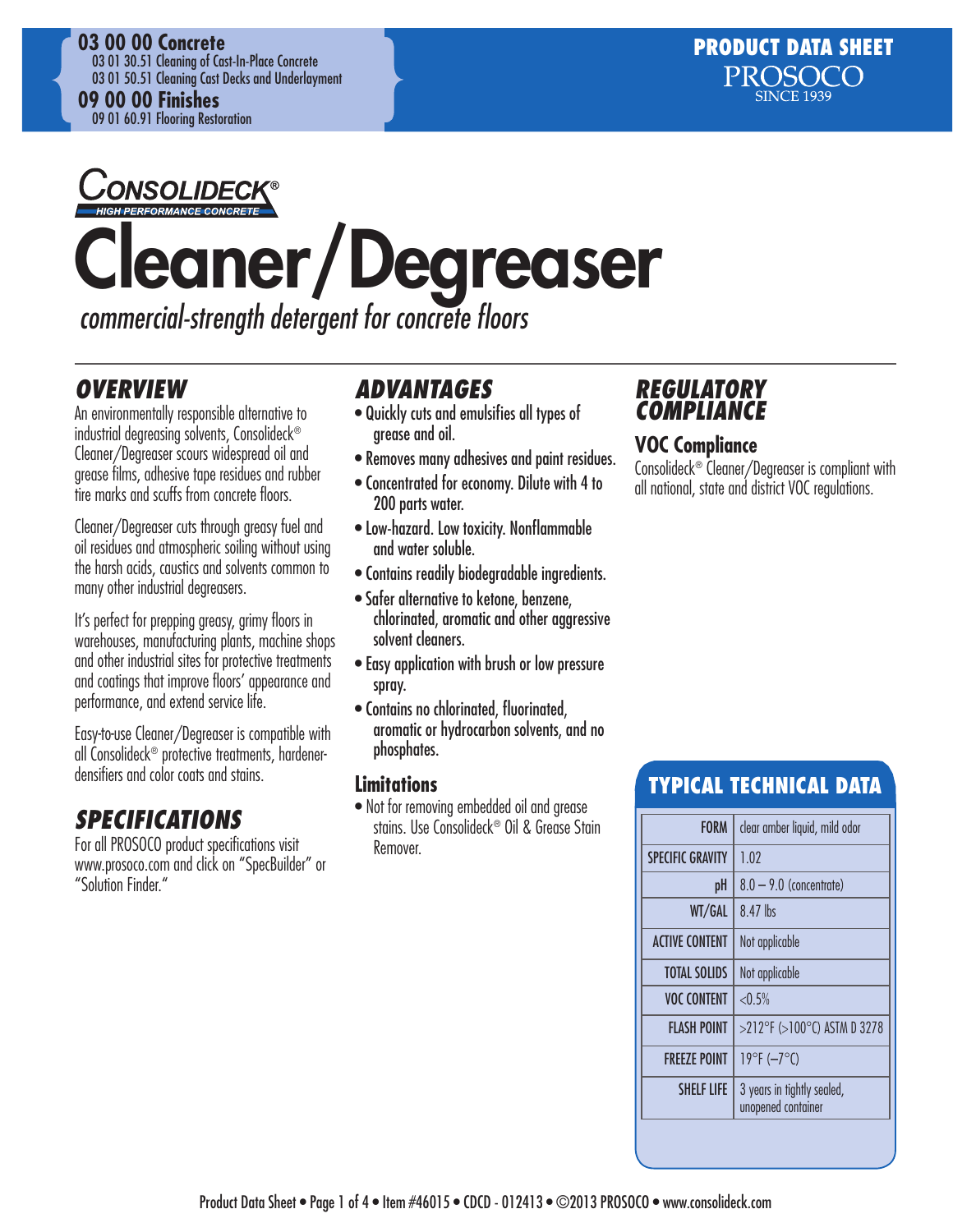**03 00 00 Concrete**
03 01 30.51 Cleaning of Cast-In-Place Concrete
03 01 50.51 Cleaning Cast Decks and Underlayment

**09 00 00 Finishes**
09 01 60.91 Flooring Restoration

**PRODUCT DATA SHEET**
PROSOCO
SINCE 1939

CONSOLIDECK® HIGH PERFORMANCE CONCRETE

# Cleaner/Degreaser

*commercial-strength detergent for concrete floors*

## OVERVIEW

An environmentally responsible alternative to industrial degreasing solvents, Consolideck® Cleaner/Degreaser scours widespread oil and grease films, adhesive tape residues and rubber tire marks and scuffs from concrete floors.

Cleaner/Degreaser cuts through greasy fuel and oil residues and atmospheric soiling without using the harsh acids, caustics and solvents common to many other industrial degreasers.

It's perfect for prepping greasy, grimy floors in warehouses, manufacturing plants, machine shops and other industrial sites for protective treatments and coatings that improve floors' appearance and performance, and extend service life.

Easy-to-use Cleaner/Degreaser is compatible with all Consolideck® protective treatments, hardener-densifiers and color coats and stains.

## SPECIFICATIONS

For all PROSOCO product specifications visit www.prosoco.com and click on "SpecBuilder" or "Solution Finder."

## ADVANTAGES

- Quickly cuts and emulsifies all types of grease and oil.
- Removes many adhesives and paint residues.
- Concentrated for economy. Dilute with 4 to 200 parts water.
- Low-hazard. Low toxicity. Nonflammable and water soluble.
- Contains readily biodegradable ingredients.
- Safer alternative to ketone, benzene, chlorinated, aromatic and other aggressive solvent cleaners.
- Easy application with brush or low pressure spray.
- Contains no chlorinated, fluorinated, aromatic or hydrocarbon solvents, and no phosphates.

### Limitations

- Not for removing embedded oil and grease stains. Use Consolideck® Oil & Grease Stain Remover.

## REGULATORY COMPLIANCE

### VOC Compliance

Consolideck® Cleaner/Degreaser is compliant with all national, state and district VOC regulations.

## TYPICAL TECHNICAL DATA

| | |
|---|---|
| FORM | clear amber liquid, mild odor |
| SPECIFIC GRAVITY | 1.02 |
| pH | 8.0 – 9.0 (concentrate) |
| WT/GAL | 8.47 lbs |
| ACTIVE CONTENT | Not applicable |
| TOTAL SOLIDS | Not applicable |
| VOC CONTENT | <0.5% |
| FLASH POINT | >212°F (>100°C) ASTM D 3278 |
| FREEZE POINT | 19°F (–7°C) |
| SHELF LIFE | 3 years in tightly sealed, unopened container |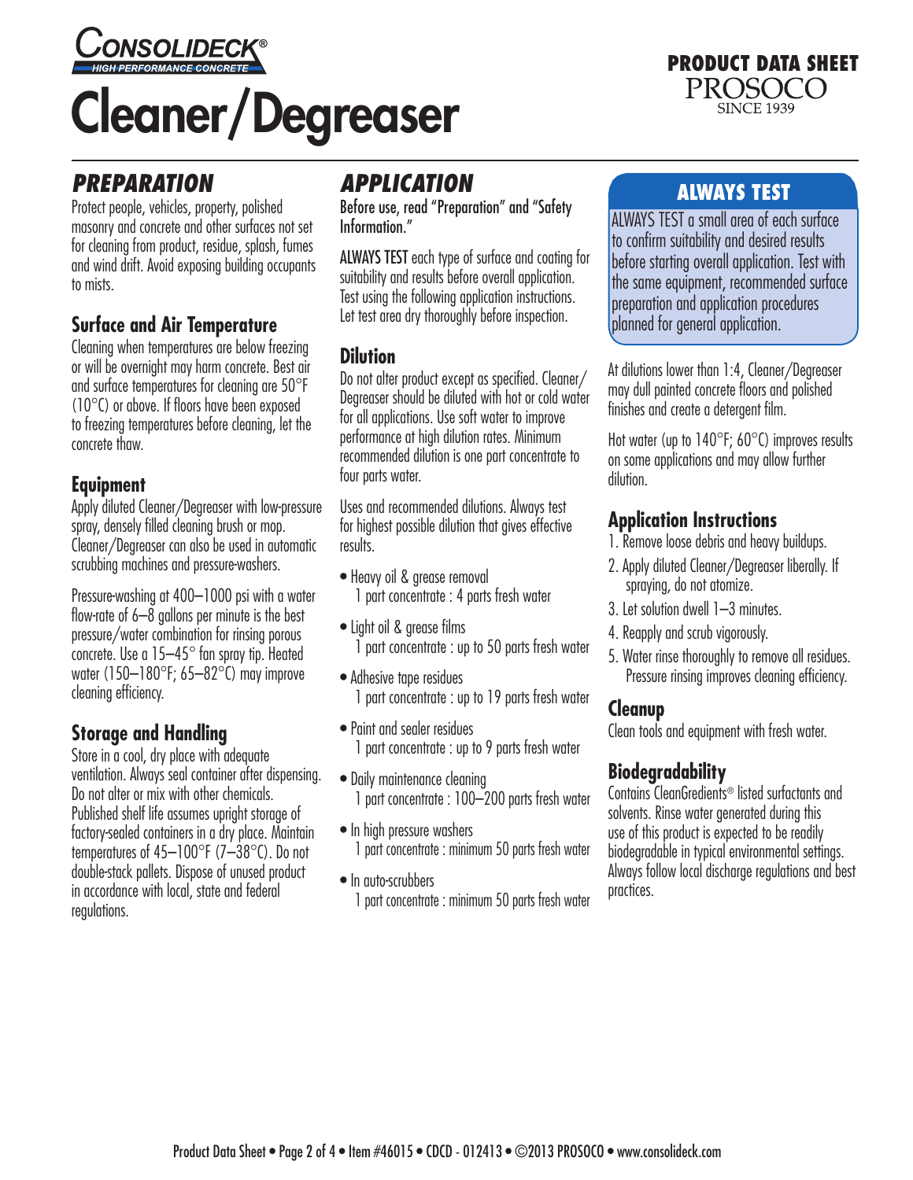CONSOLIDECK®
HIGH PERFORMANCE CONCRETE

# Cleaner/Degreaser

**PRODUCT DATA SHEET**
PROSOCO
SINCE 1939

## PREPARATION

Protect people, vehicles, property, polished masonry and concrete and other surfaces not set for cleaning from product, residue, splash, fumes and wind drift. Avoid exposing building occupants to mists.

### Surface and Air Temperature

Cleaning when temperatures are below freezing or will be overnight may harm concrete. Best air and surface temperatures for cleaning are 50°F (10°C) or above. If floors have been exposed to freezing temperatures before cleaning, let the concrete thaw.

### Equipment

Apply diluted Cleaner/Degreaser with low-pressure spray, densely filled cleaning brush or mop. Cleaner/Degreaser can also be used in automatic scrubbing machines and pressure-washers.

Pressure-washing at 400–1000 psi with a water flow-rate of 6–8 gallons per minute is the best pressure/water combination for rinsing porous concrete. Use a 15–45° fan spray tip. Heated water (150–180°F; 65–82°C) may improve cleaning efficiency.

### Storage and Handling

Store in a cool, dry place with adequate ventilation. Always seal container after dispensing. Do not alter or mix with other chemicals. Published shelf life assumes upright storage of factory-sealed containers in a dry place. Maintain temperatures of 45–100°F (7–38°C). Do not double-stack pallets. Dispose of unused product in accordance with local, state and federal regulations.

## APPLICATION

**Before use, read "Preparation" and "Safety Information."**

**ALWAYS TEST** each type of surface and coating for suitability and results before overall application. Test using the following application instructions. Let test area dry thoroughly before inspection.

### Dilution

Do not alter product except as specified. Cleaner/Degreaser should be diluted with hot or cold water for all applications. Use soft water to improve performance at high dilution rates. Minimum recommended dilution is one part concentrate to four parts water.

Uses and recommended dilutions. Always test for highest possible dilution that gives effective results.

- Heavy oil & grease removal
  1 part concentrate : 4 parts fresh water
- Light oil & grease films
  1 part concentrate : up to 50 parts fresh water
- Adhesive tape residues
  1 part concentrate : up to 19 parts fresh water
- Paint and sealer residues
  1 part concentrate : up to 9 parts fresh water
- Daily maintenance cleaning
  1 part concentrate : 100–200 parts fresh water
- In high pressure washers
  1 part concentrate : minimum 50 parts fresh water
- In auto-scrubbers
  1 part concentrate : minimum 50 parts fresh water

### ALWAYS TEST

ALWAYS TEST a small area of each surface to confirm suitability and desired results before starting overall application. Test with the same equipment, recommended surface preparation and application procedures planned for general application.

At dilutions lower than 1:4, Cleaner/Degreaser may dull painted concrete floors and polished finishes and create a detergent film.

Hot water (up to 140°F; 60°C) improves results on some applications and may allow further dilution.

### Application Instructions

1. Remove loose debris and heavy buildups.
2. Apply diluted Cleaner/Degreaser liberally. If spraying, do not atomize.
3. Let solution dwell 1–3 minutes.
4. Reapply and scrub vigorously.
5. Water rinse thoroughly to remove all residues. Pressure rinsing improves cleaning efficiency.

### Cleanup

Clean tools and equipment with fresh water.

### Biodegradability

Contains CleanGredients® listed surfactants and solvents. Rinse water generated during this use of this product is expected to be readily biodegradable in typical environmental settings. Always follow local discharge regulations and best practices.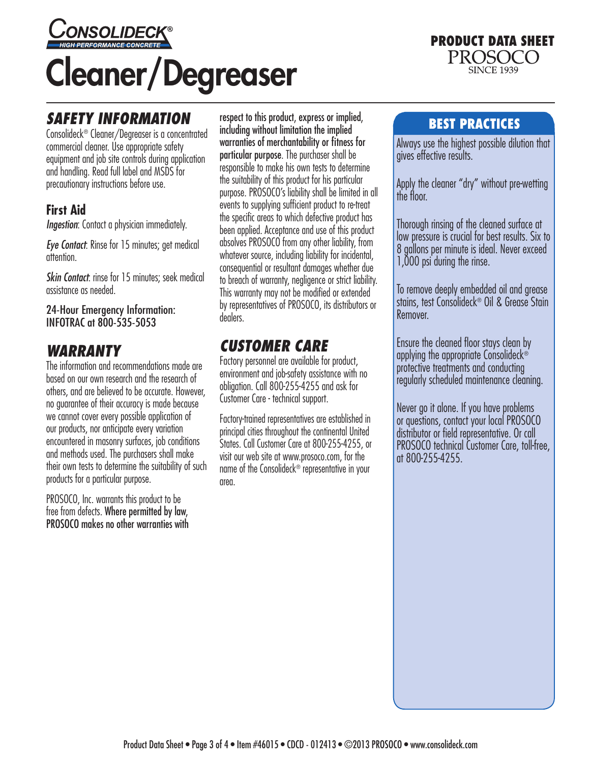# Cleaner/Degreaser

## SAFETY INFORMATION

Consolideck® Cleaner/Degreaser is a concentrated commercial cleaner. Use appropriate safety equipment and job site controls during application and handling. Read full label and MSDS for precautionary instructions before use.

### First Aid

*Ingestion*: Contact a physician immediately.

*Eye Contact*: Rinse for 15 minutes; get medical attention.

*Skin Contact*: rinse for 15 minutes; seek medical assistance as needed.

24-Hour Emergency Information:
INFOTRAC at 800-535-5053

## WARRANTY

The information and recommendations made are based on our own research and the research of others, and are believed to be accurate. However, no guarantee of their accuracy is made because we cannot cover every possible application of our products, nor anticipate every variation encountered in masonry surfaces, job conditions and methods used. The purchasers shall make their own tests to determine the suitability of such products for a particular purpose.

PROSOCO, Inc. warrants this product to be free from defects. **Where permitted by law, PROSOCO makes no other warranties with respect to this product, express or implied, including without limitation the implied warranties of merchantability or fitness for particular purpose**. The purchaser shall be responsible to make his own tests to determine the suitability of this product for his particular purpose. PROSOCO's liability shall be limited in all events to supplying sufficient product to re-treat the specific areas to which defective product has been applied. Acceptance and use of this product absolves PROSOCO from any other liability, from whatever source, including liability for incidental, consequential or resultant damages whether due to breach of warranty, negligence or strict liability. This warranty may not be modified or extended by representatives of PROSOCO, its distributors or dealers.

## CUSTOMER CARE

Factory personnel are available for product, environment and job-safety assistance with no obligation. Call 800-255-4255 and ask for Customer Care - technical support.

Factory-trained representatives are established in principal cities throughout the continental United States. Call Customer Care at 800-255-4255, or visit our web site at www.prosoco.com, for the name of the Consolideck® representative in your area.

## BEST PRACTICES

Always use the highest possible dilution that gives effective results.

Apply the cleaner "dry" without pre-wetting the floor.

Thorough rinsing of the cleaned surface at low pressure is crucial for best results. Six to 8 gallons per minute is ideal. Never exceed 1,000 psi during the rinse.

To remove deeply embedded oil and grease stains, test Consolideck® Oil & Grease Stain Remover.

Ensure the cleaned floor stays clean by applying the appropriate Consolideck® protective treatments and conducting regularly scheduled maintenance cleaning.

Never go it alone. If you have problems or questions, contact your local PROSOCO distributor or field representative. Or call PROSOCO technical Customer Care, toll-free, at 800-255-4255.